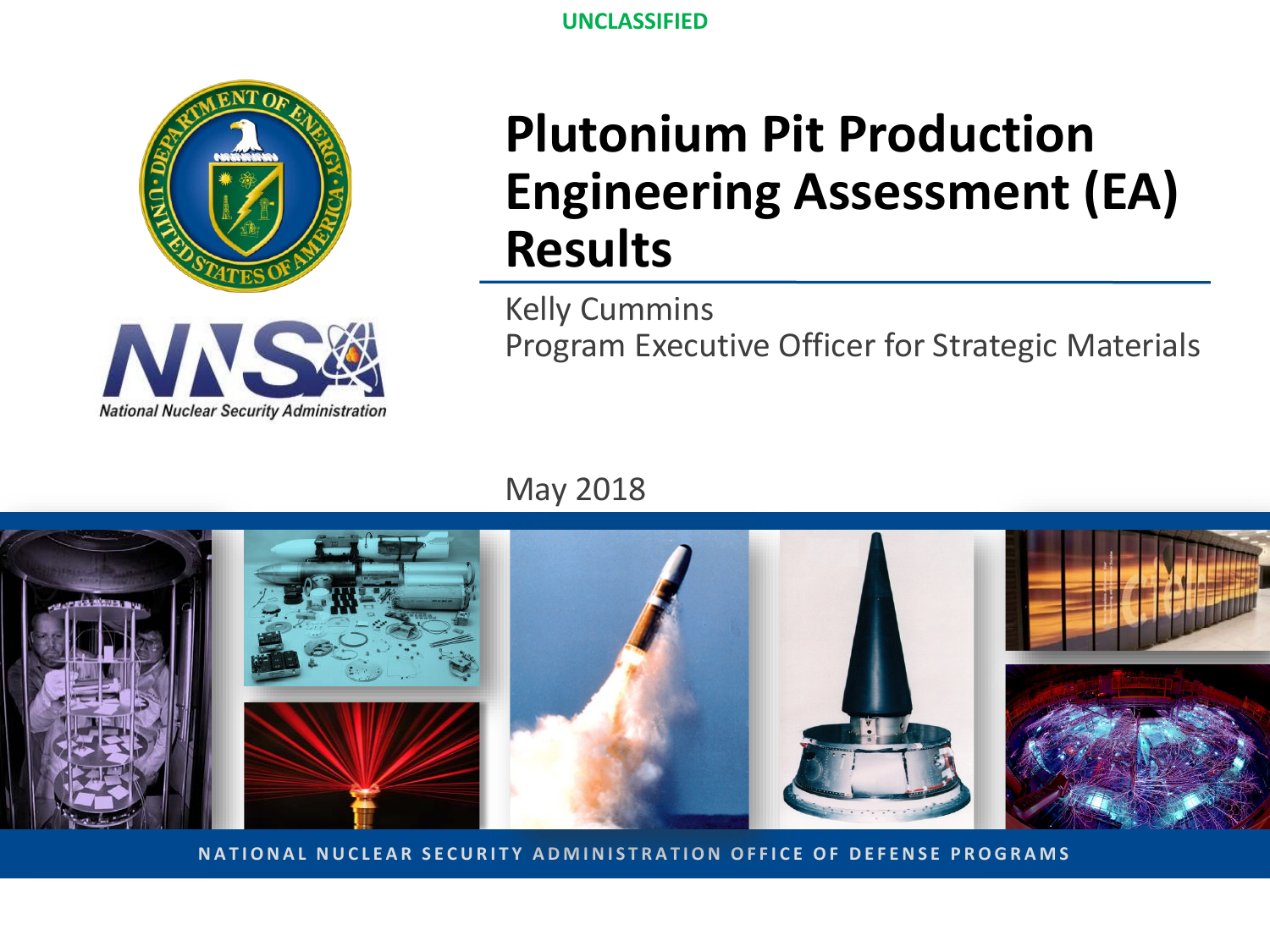UNCLASSIFIED

# Plutonium Pit Production Engineering Assessment (EA) Results

Kelly Cummins
Program Executive Officer for Strategic Materials

May 2018

NATIONAL NUCLEAR SECURITY ADMINISTRATION OFFICE OF DEFENSE PROGRAMS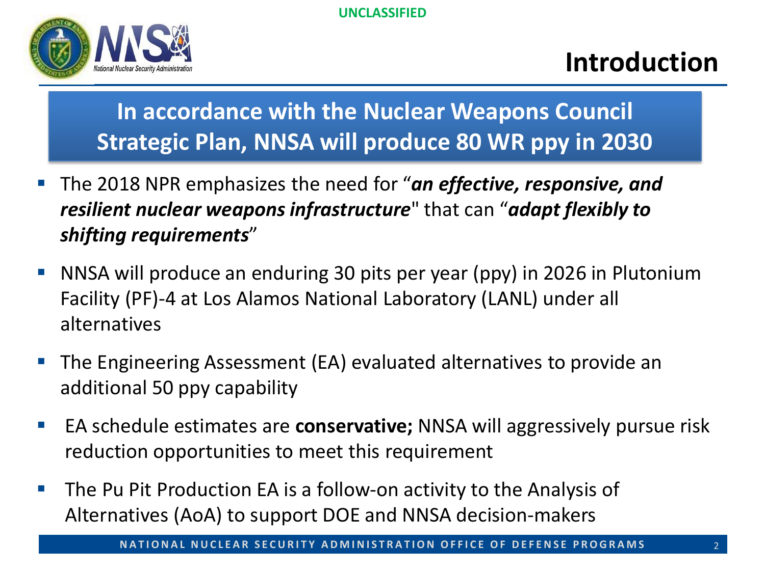UNCLASSIFIED

# Introduction

**In accordance with the Nuclear Weapons Council Strategic Plan, NNSA will produce 80 WR ppy in 2030**

- The 2018 NPR emphasizes the need for "***an effective, responsive, and resilient nuclear weapons infrastructure***" that can "***adapt flexibly to shifting requirements***"
- NNSA will produce an enduring 30 pits per year (ppy) in 2026 in Plutonium Facility (PF)-4 at Los Alamos National Laboratory (LANL) under all alternatives
- The Engineering Assessment (EA) evaluated alternatives to provide an additional 50 ppy capability
- EA schedule estimates are **conservative;** NNSA will aggressively pursue risk reduction opportunities to meet this requirement
- The Pu Pit Production EA is a follow-on activity to the Analysis of Alternatives (AoA) to support DOE and NNSA decision-makers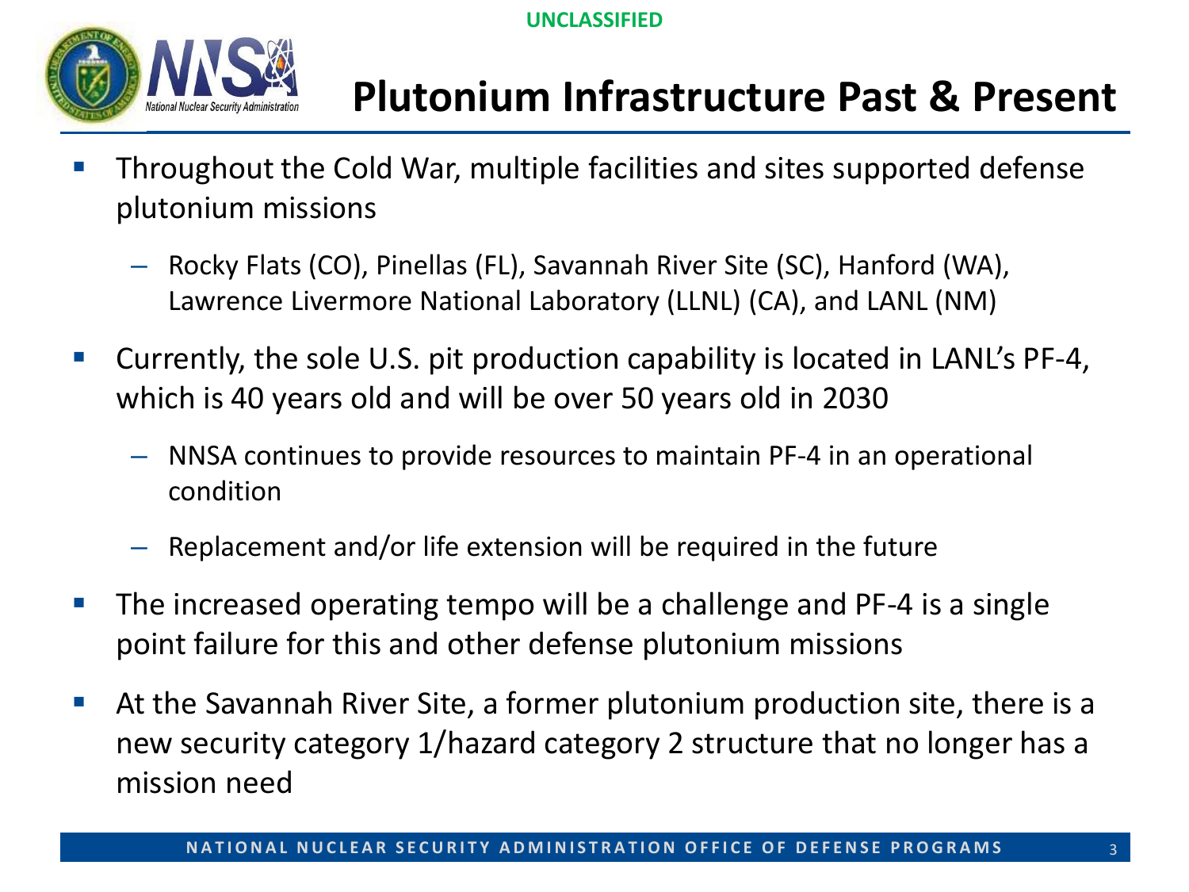# Plutonium Infrastructure Past & Present

- Throughout the Cold War, multiple facilities and sites supported defense plutonium missions
  - Rocky Flats (CO), Pinellas (FL), Savannah River Site (SC), Hanford (WA), Lawrence Livermore National Laboratory (LLNL) (CA), and LANL (NM)
- Currently, the sole U.S. pit production capability is located in LANL's PF-4, which is 40 years old and will be over 50 years old in 2030
  - NNSA continues to provide resources to maintain PF-4 in an operational condition
  - Replacement and/or life extension will be required in the future
- The increased operating tempo will be a challenge and PF-4 is a single point failure for this and other defense plutonium missions
- At the Savannah River Site, a former plutonium production site, there is a new security category 1/hazard category 2 structure that no longer has a mission need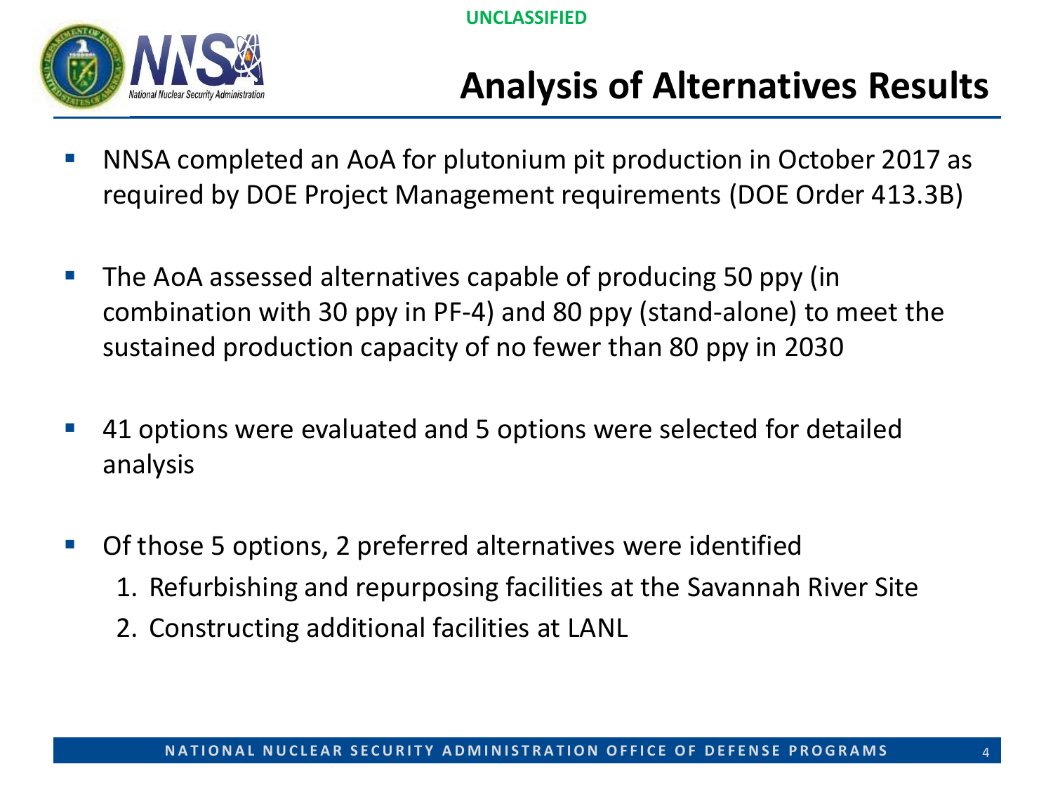UNCLASSIFIED

# Analysis of Alternatives Results

- NNSA completed an AoA for plutonium pit production in October 2017 as required by DOE Project Management requirements (DOE Order 413.3B)
- The AoA assessed alternatives capable of producing 50 ppy (in combination with 30 ppy in PF-4) and 80 ppy (stand-alone) to meet the sustained production capacity of no fewer than 80 ppy in 2030
- 41 options were evaluated and 5 options were selected for detailed analysis
- Of those 5 options, 2 preferred alternatives were identified
  1. Refurbishing and repurposing facilities at the Savannah River Site
  2. Constructing additional facilities at LANL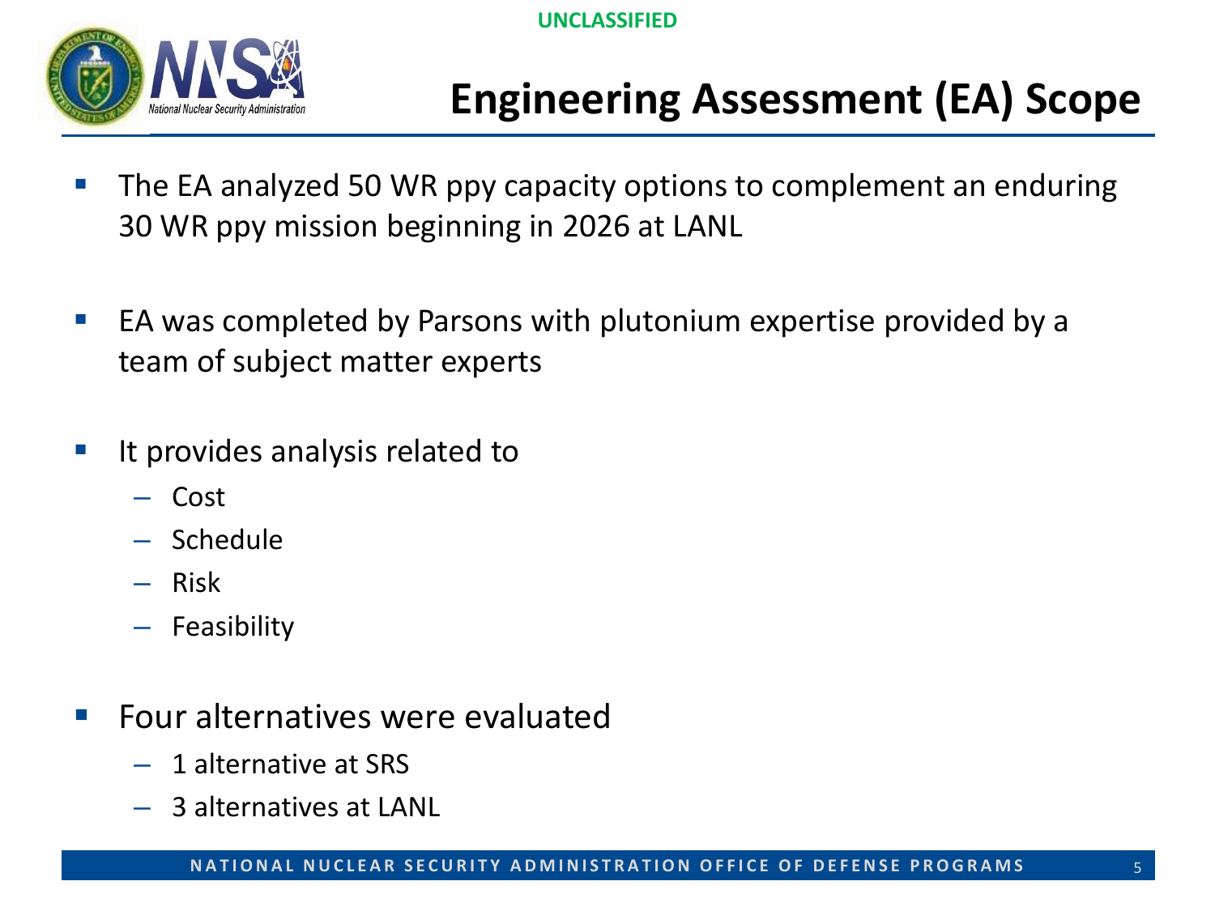UNCLASSIFIED

# Engineering Assessment (EA) Scope

- The EA analyzed 50 WR ppy capacity options to complement an enduring 30 WR ppy mission beginning in 2026 at LANL
- EA was completed by Parsons with plutonium expertise provided by a team of subject matter experts
- It provides analysis related to
  - Cost
  - Schedule
  - Risk
  - Feasibility
- Four alternatives were evaluated
  - 1 alternative at SRS
  - 3 alternatives at LANL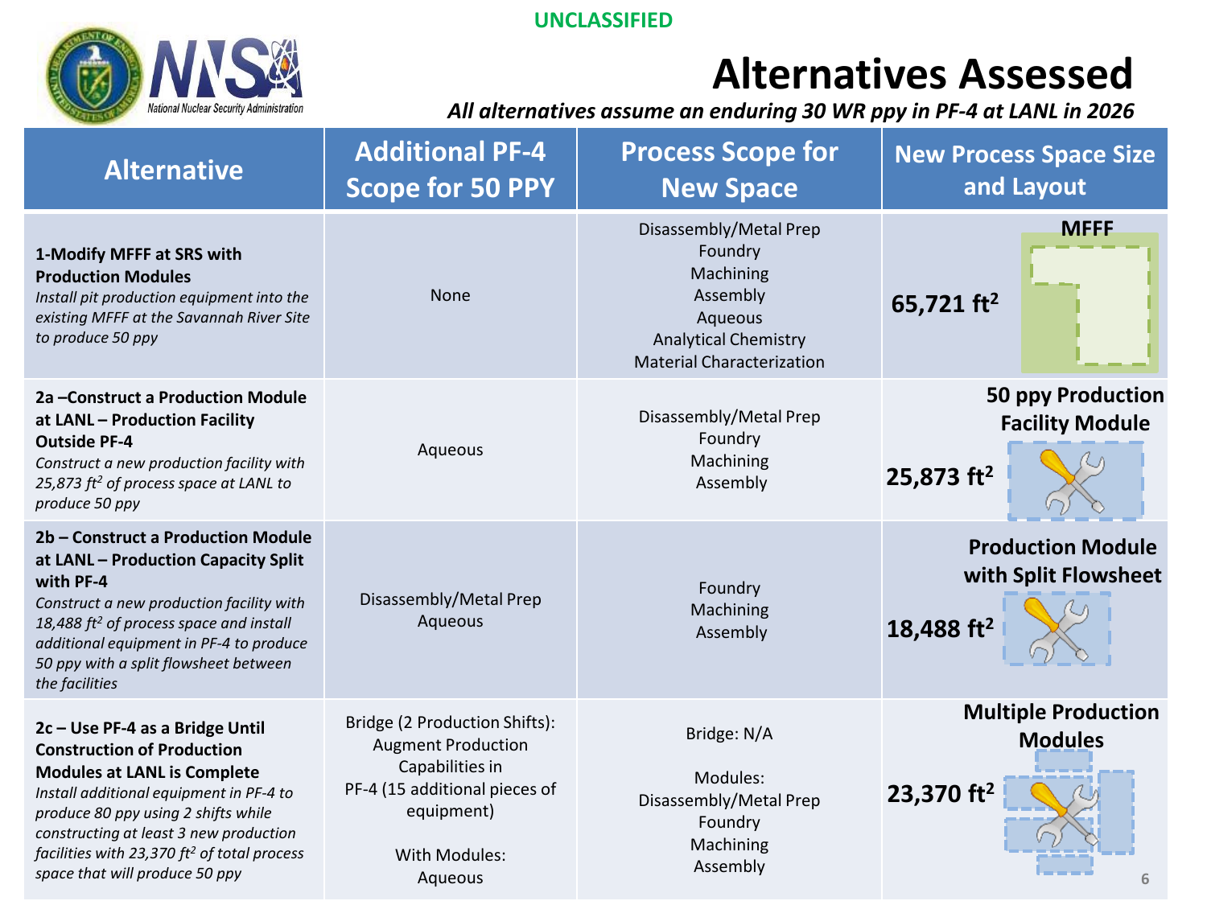UNCLASSIFIED

# Alternatives Assessed

***All alternatives assume an enduring 30 WR ppy in PF-4 at LANL in 2026***

| Alternative | Additional PF-4 Scope for 50 PPY | Process Scope for New Space | New Process Space Size and Layout |
|---|---|---|---|
| **1-Modify MFFF at SRS with Production Modules**<br>*Install pit production equipment into the existing MFFF at the Savannah River Site to produce 50 ppy* | None | Disassembly/Metal Prep<br>Foundry<br>Machining<br>Assembly<br>Aqueous<br>Analytical Chemistry<br>Material Characterization | **MFFF**<br>**65,721 ft²** |
| **2a –Construct a Production Module at LANL – Production Facility Outside PF-4**<br>*Construct a new production facility with 25,873 ft² of process space at LANL to produce 50 ppy* | Aqueous | Disassembly/Metal Prep<br>Foundry<br>Machining<br>Assembly | **50 ppy Production Facility Module**<br>**25,873 ft²** |
| **2b – Construct a Production Module at LANL – Production Capacity Split with PF-4**<br>*Construct a new production facility with 18,488 ft² of process space and install additional equipment in PF-4 to produce 50 ppy with a split flowsheet between the facilities* | Disassembly/Metal Prep<br>Aqueous | Foundry<br>Machining<br>Assembly | **Production Module with Split Flowsheet**<br>**18,488 ft²** |
| **2c – Use PF-4 as a Bridge Until Construction of Production Modules at LANL is Complete**<br>*Install additional equipment in PF-4 to produce 80 ppy using 2 shifts while constructing at least 3 new production facilities with 23,370 ft² of total process space that will produce 50 ppy* | Bridge (2 Production Shifts): Augment Production Capabilities in PF-4 (15 additional pieces of equipment)<br><br>With Modules:<br>Aqueous | Bridge: N/A<br><br>Modules:<br>Disassembly/Metal Prep<br>Foundry<br>Machining<br>Assembly | **Multiple Production Modules**<br>**23,370 ft²** |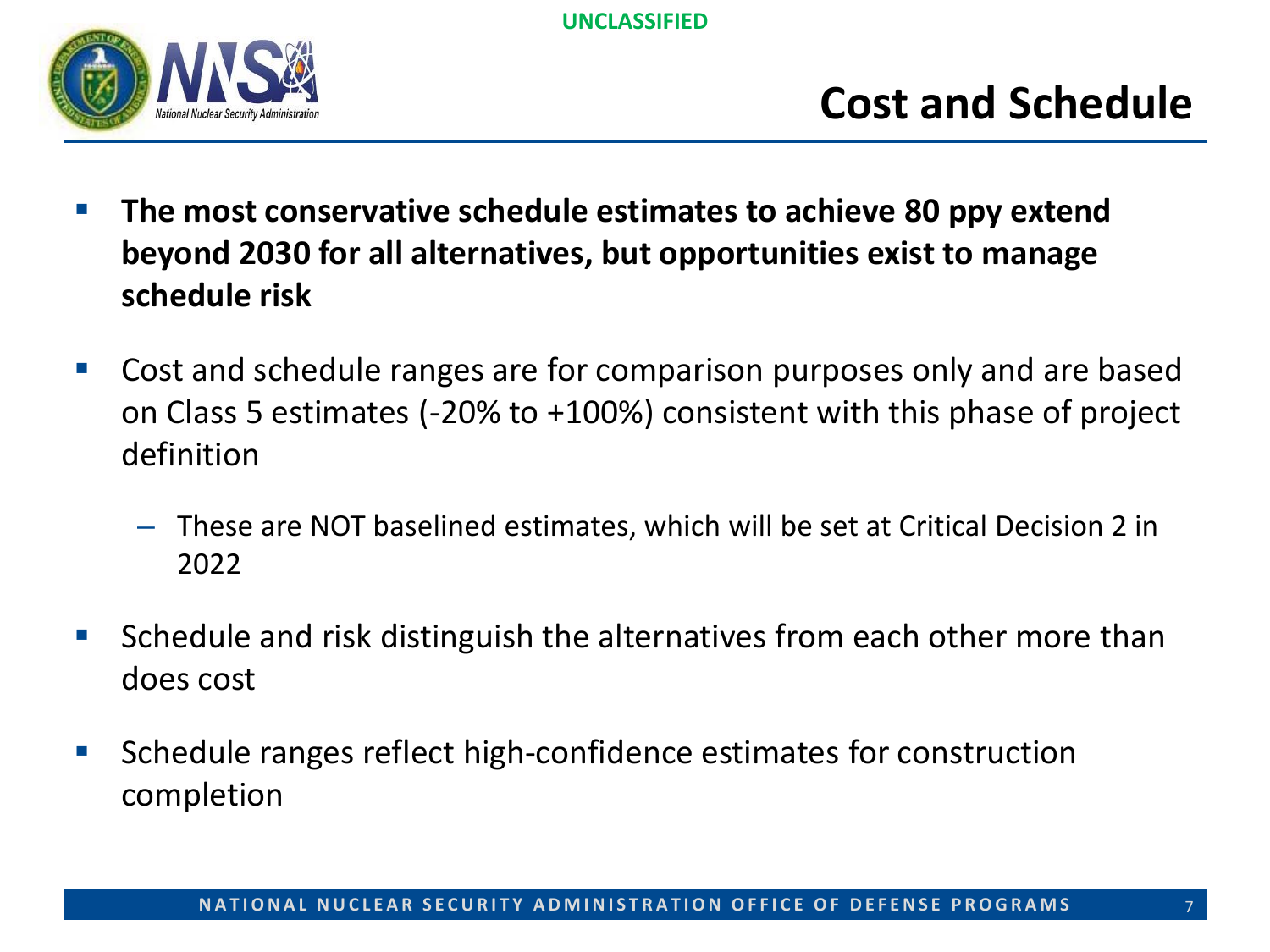# Cost and Schedule

- **The most conservative schedule estimates to achieve 80 ppy extend beyond 2030 for all alternatives, but opportunities exist to manage schedule risk**
- Cost and schedule ranges are for comparison purposes only and are based on Class 5 estimates (-20% to +100%) consistent with this phase of project definition
  - These are NOT baselined estimates, which will be set at Critical Decision 2 in 2022
- Schedule and risk distinguish the alternatives from each other more than does cost
- Schedule ranges reflect high-confidence estimates for construction completion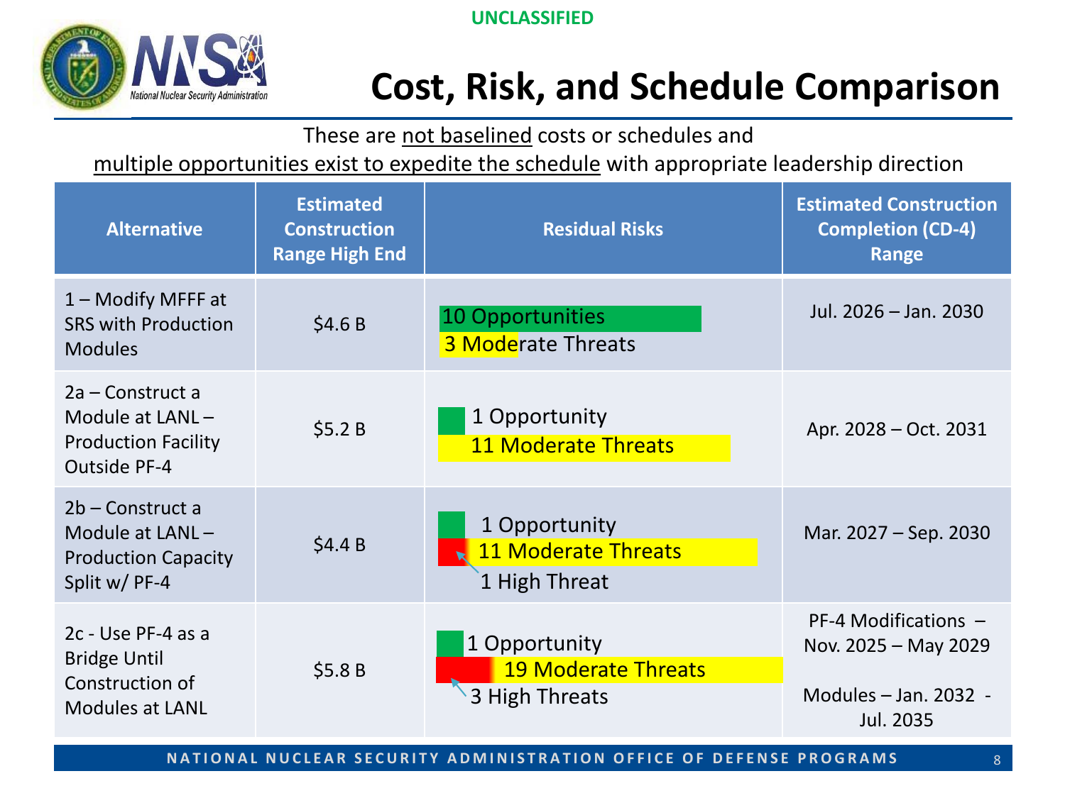UNCLASSIFIED

# Cost, Risk, and Schedule Comparison

These are not baselined costs or schedules and
multiple opportunities exist to expedite the schedule with appropriate leadership direction

| Alternative | Estimated Construction Range High End | Residual Risks | Estimated Construction Completion (CD-4) Range |
| --- | --- | --- | --- |
| 1 – Modify MFFF at SRS with Production Modules | $4.6 B | 10 Opportunities<br>3 Moderate Threats | Jul. 2026 – Jan. 2030 |
| 2a – Construct a Module at LANL – Production Facility Outside PF-4 | $5.2 B | 1 Opportunity<br>11 Moderate Threats | Apr. 2028 – Oct. 2031 |
| 2b – Construct a Module at LANL – Production Capacity Split w/ PF-4 | $4.4 B | 1 Opportunity<br>11 Moderate Threats<br>1 High Threat | Mar. 2027 – Sep. 2030 |
| 2c - Use PF-4 as a Bridge Until Construction of Modules at LANL | $5.8 B | 1 Opportunity<br>19 Moderate Threats<br>3 High Threats | PF-4 Modifications – Nov. 2025 – May 2029<br><br>Modules – Jan. 2032 - Jul. 2035 |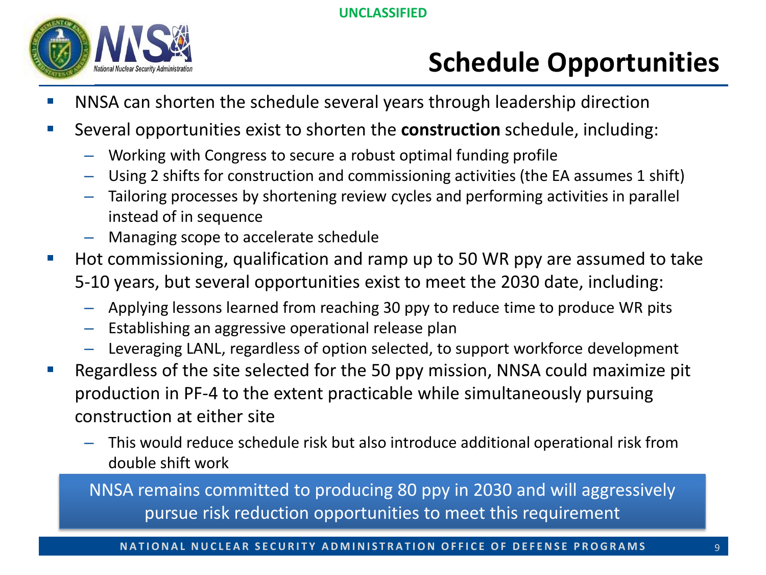# Schedule Opportunities

- NNSA can shorten the schedule several years through leadership direction
- Several opportunities exist to shorten the **construction** schedule, including:
  - Working with Congress to secure a robust optimal funding profile
  - Using 2 shifts for construction and commissioning activities (the EA assumes 1 shift)
  - Tailoring processes by shortening review cycles and performing activities in parallel instead of in sequence
  - Managing scope to accelerate schedule
- Hot commissioning, qualification and ramp up to 50 WR ppy are assumed to take 5-10 years, but several opportunities exist to meet the 2030 date, including:
  - Applying lessons learned from reaching 30 ppy to reduce time to produce WR pits
  - Establishing an aggressive operational release plan
  - Leveraging LANL, regardless of option selected, to support workforce development
- Regardless of the site selected for the 50 ppy mission, NNSA could maximize pit production in PF-4 to the extent practicable while simultaneously pursuing construction at either site
  - This would reduce schedule risk but also introduce additional operational risk from double shift work

NNSA remains committed to producing 80 ppy in 2030 and will aggressively pursue risk reduction opportunities to meet this requirement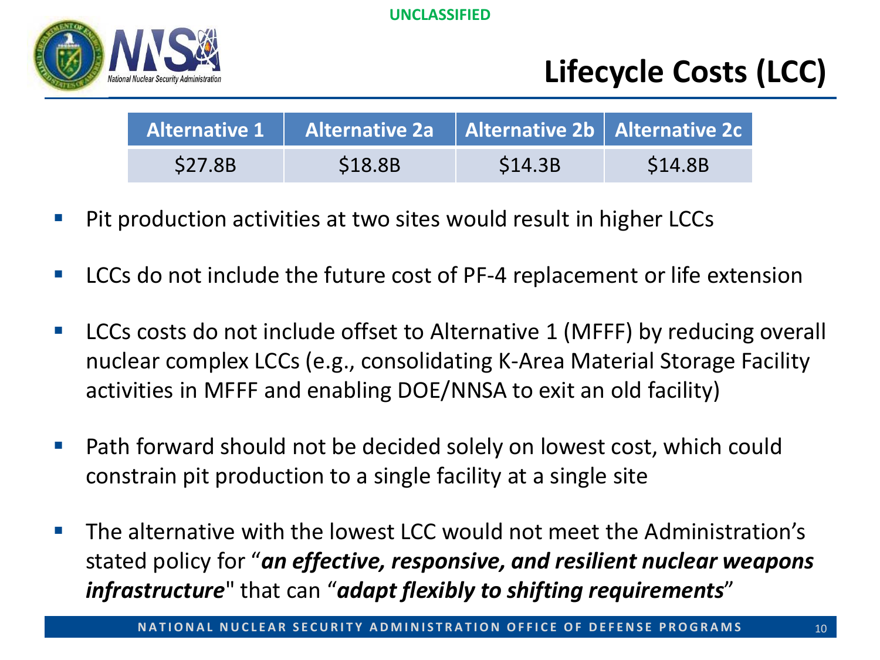# Lifecycle Costs (LCC)

| Alternative 1 | Alternative 2a | Alternative 2b | Alternative 2c |
|---|---|---|---|
| $27.8B | $18.8B | $14.3B | $14.8B |

- Pit production activities at two sites would result in higher LCCs
- LCCs do not include the future cost of PF-4 replacement or life extension
- LCCs costs do not include offset to Alternative 1 (MFFF) by reducing overall nuclear complex LCCs (e.g., consolidating K-Area Material Storage Facility activities in MFFF and enabling DOE/NNSA to exit an old facility)
- Path forward should not be decided solely on lowest cost, which could constrain pit production to a single facility at a single site
- The alternative with the lowest LCC would not meet the Administration's stated policy for "***an effective, responsive, and resilient nuclear weapons infrastructure***" that can "***adapt flexibly to shifting requirements***"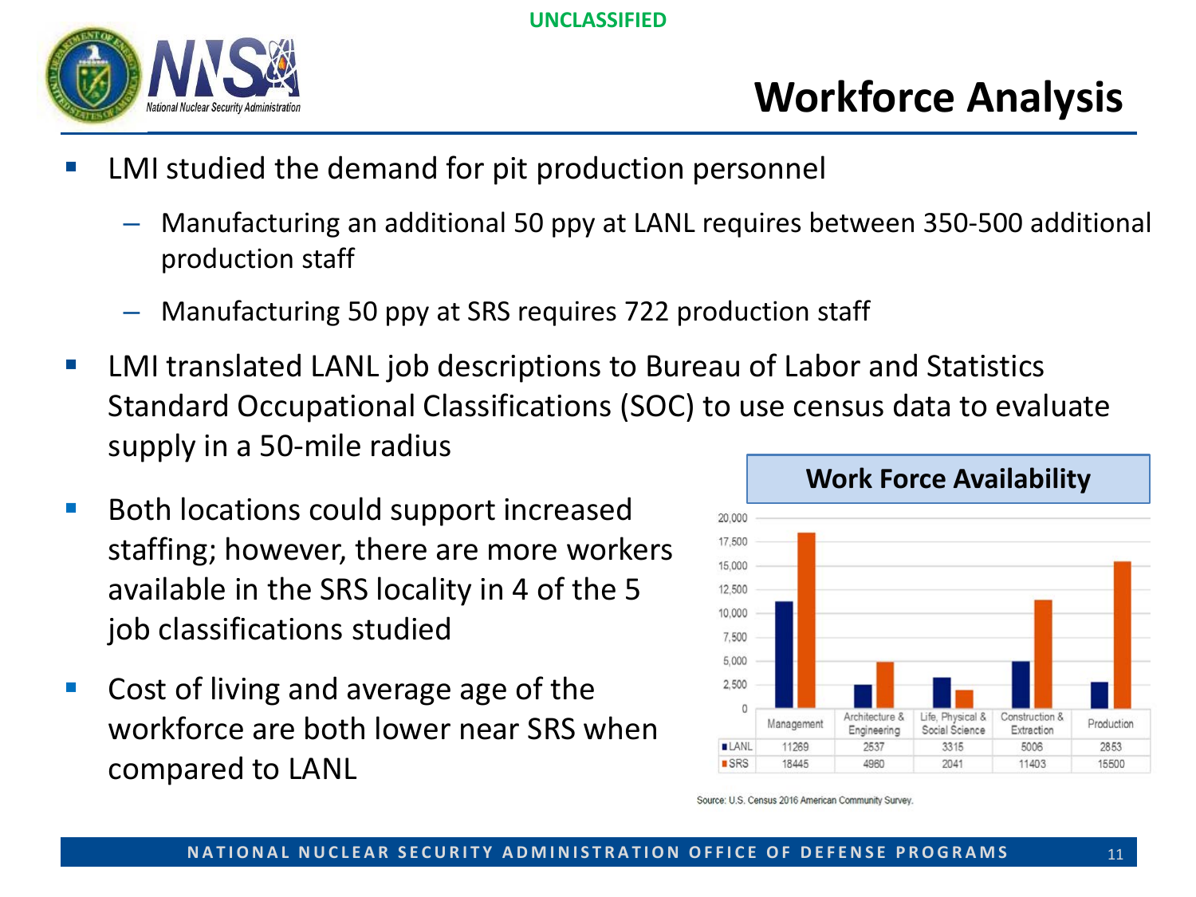UNCLASSIFIED

# Workforce Analysis

- LMI studied the demand for pit production personnel
  - Manufacturing an additional 50 ppy at LANL requires between 350-500 additional production staff
  - Manufacturing 50 ppy at SRS requires 722 production staff
- LMI translated LANL job descriptions to Bureau of Labor and Statistics Standard Occupational Classifications (SOC) to use census data to evaluate supply in a 50-mile radius
- Both locations could support increased staffing; however, there are more workers available in the SRS locality in 4 of the 5 job classifications studied
- Cost of living and average age of the workforce are both lower near SRS when compared to LANL

**Work Force Availability**

| | Management | Architecture & Engineering | Life, Physical & Social Science | Construction & Extraction | Production |
|---|---|---|---|---|---|
| LANL | 11269 | 2537 | 3315 | 5006 | 2853 |
| SRS | 18445 | 4960 | 2041 | 11403 | 15500 |

Source: U.S. Census 2016 American Community Survey.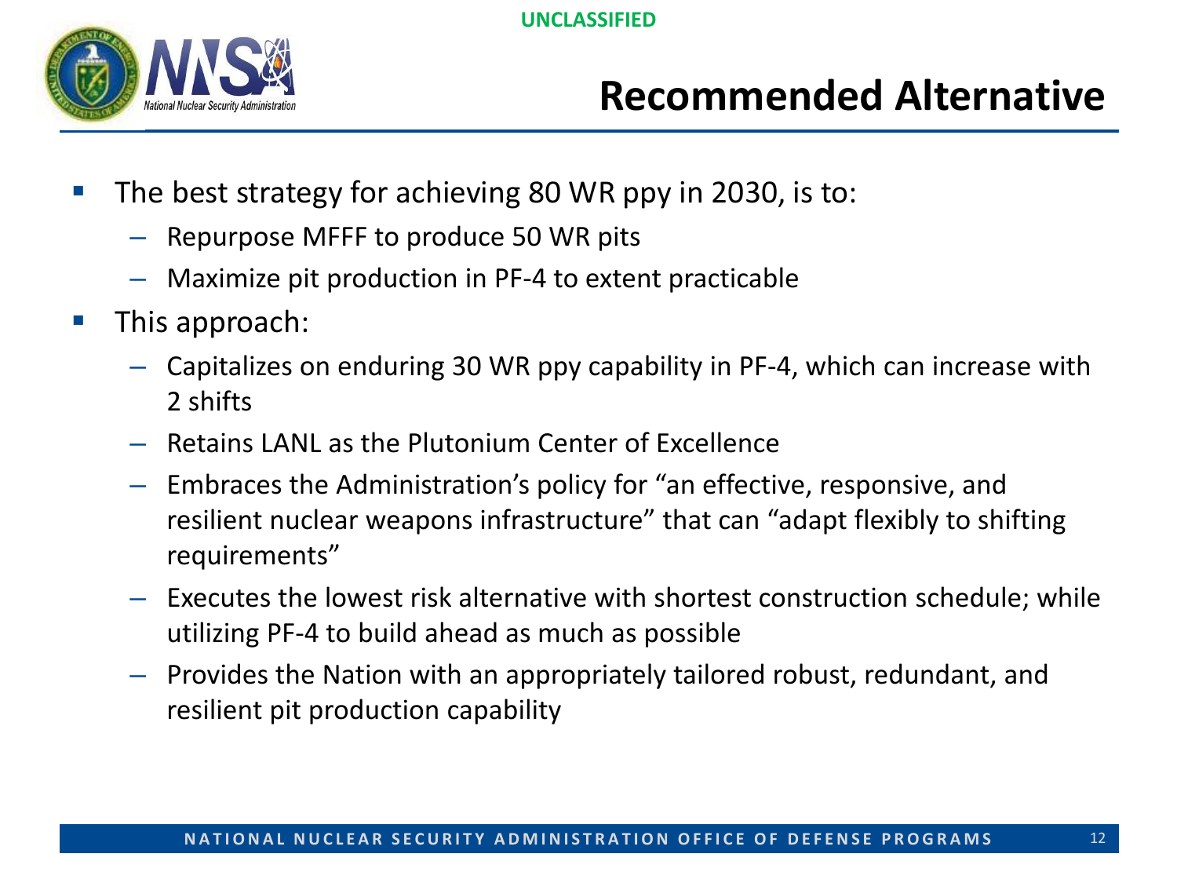# Recommended Alternative

- The best strategy for achieving 80 WR ppy in 2030, is to:
  - Repurpose MFFF to produce 50 WR pits
  - Maximize pit production in PF-4 to extent practicable
- This approach:
  - Capitalizes on enduring 30 WR ppy capability in PF-4, which can increase with 2 shifts
  - Retains LANL as the Plutonium Center of Excellence
  - Embraces the Administration's policy for "an effective, responsive, and resilient nuclear weapons infrastructure" that can "adapt flexibly to shifting requirements"
  - Executes the lowest risk alternative with shortest construction schedule; while utilizing PF-4 to build ahead as much as possible
  - Provides the Nation with an appropriately tailored robust, redundant, and resilient pit production capability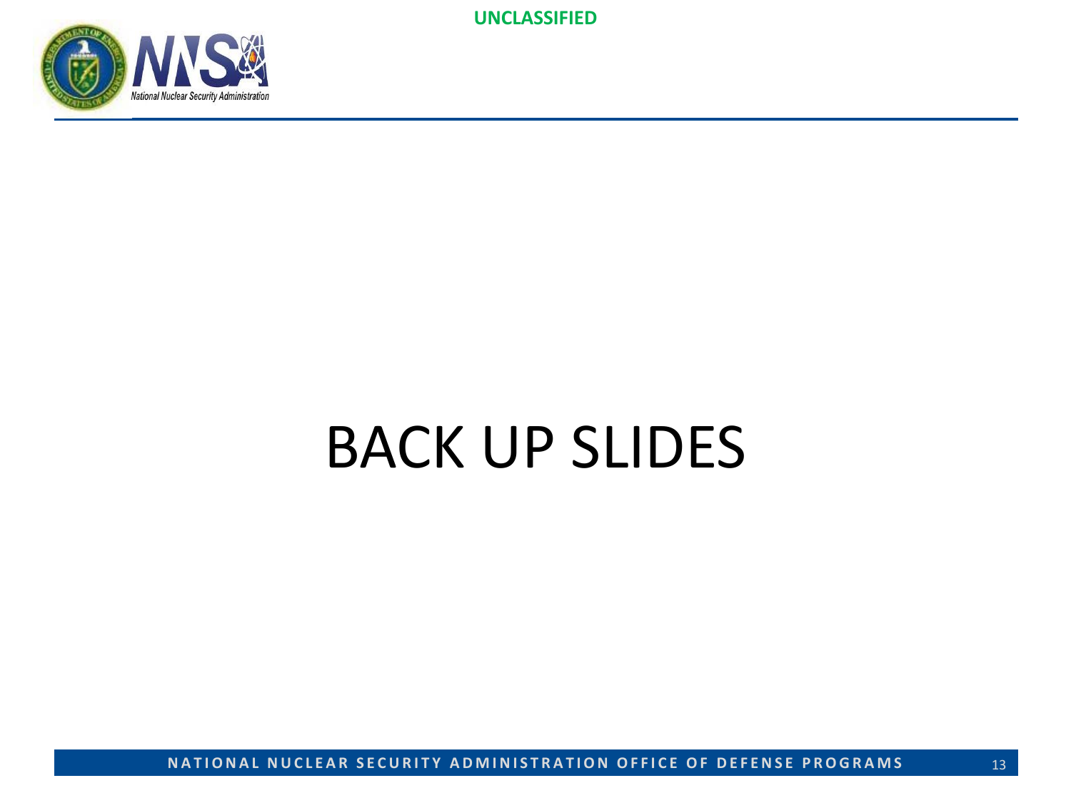# BACK UP SLIDES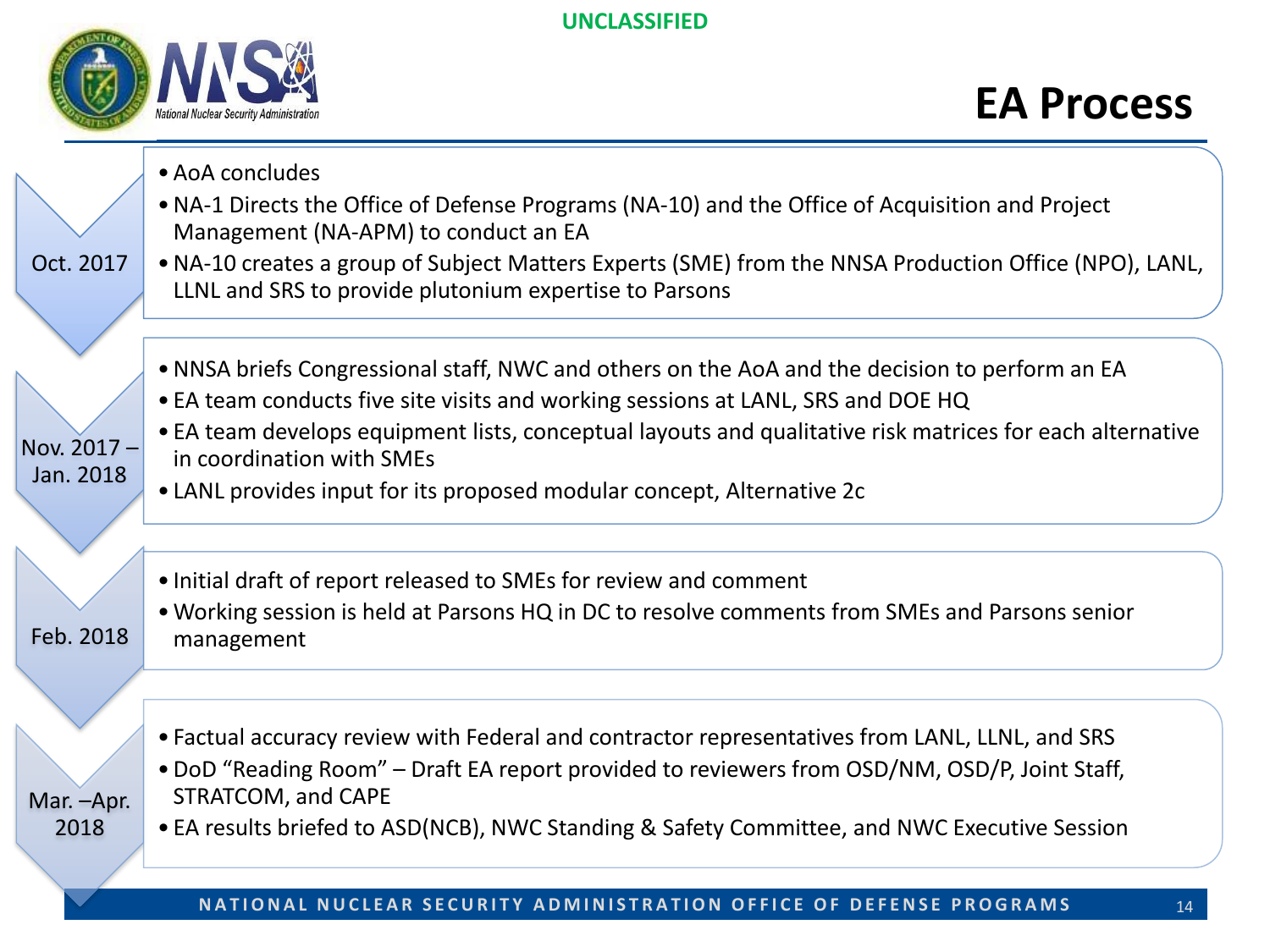UNCLASSIFIED

# EA Process

**Oct. 2017**

- AoA concludes
- NA-1 Directs the Office of Defense Programs (NA-10) and the Office of Acquisition and Project Management (NA-APM) to conduct an EA
- NA-10 creates a group of Subject Matters Experts (SME) from the NNSA Production Office (NPO), LANL, LLNL and SRS to provide plutonium expertise to Parsons

**Nov. 2017 – Jan. 2018**

- NNSA briefs Congressional staff, NWC and others on the AoA and the decision to perform an EA
- EA team conducts five site visits and working sessions at LANL, SRS and DOE HQ
- EA team develops equipment lists, conceptual layouts and qualitative risk matrices for each alternative in coordination with SMEs
- LANL provides input for its proposed modular concept, Alternative 2c

**Feb. 2018**

- Initial draft of report released to SMEs for review and comment
- Working session is held at Parsons HQ in DC to resolve comments from SMEs and Parsons senior management

**Mar. –Apr. 2018**

- Factual accuracy review with Federal and contractor representatives from LANL, LLNL, and SRS
- DoD "Reading Room" – Draft EA report provided to reviewers from OSD/NM, OSD/P, Joint Staff, STRATCOM, and CAPE
- EA results briefed to ASD(NCB), NWC Standing & Safety Committee, and NWC Executive Session